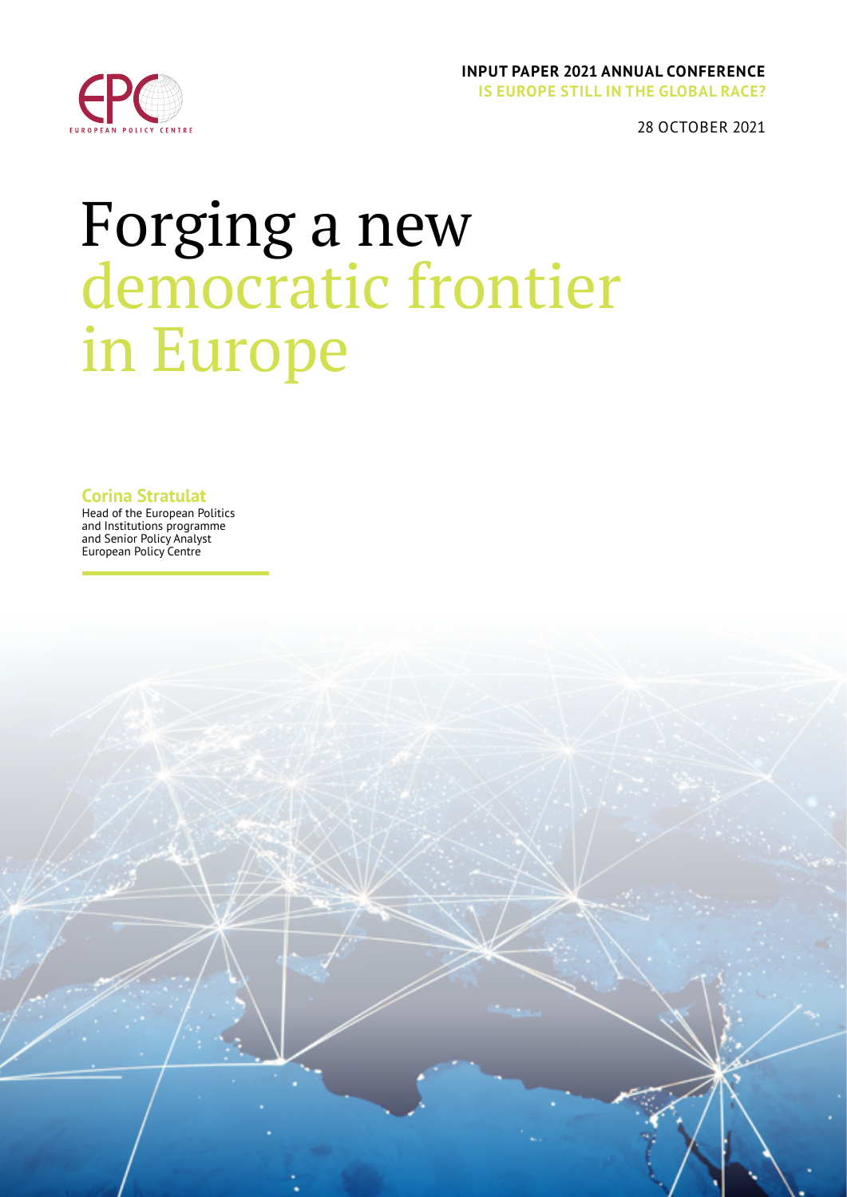**INPUT PAPER 2021 ANNUAL CONFERENCE**
**IS EUROPE STILL IN THE GLOBAL RACE?**

28 OCTOBER 2021

# Forging a new democratic frontier in Europe

**Corina Stratulat**
Head of the European Politics and Institutions programme and Senior Policy Analyst
European Policy Centre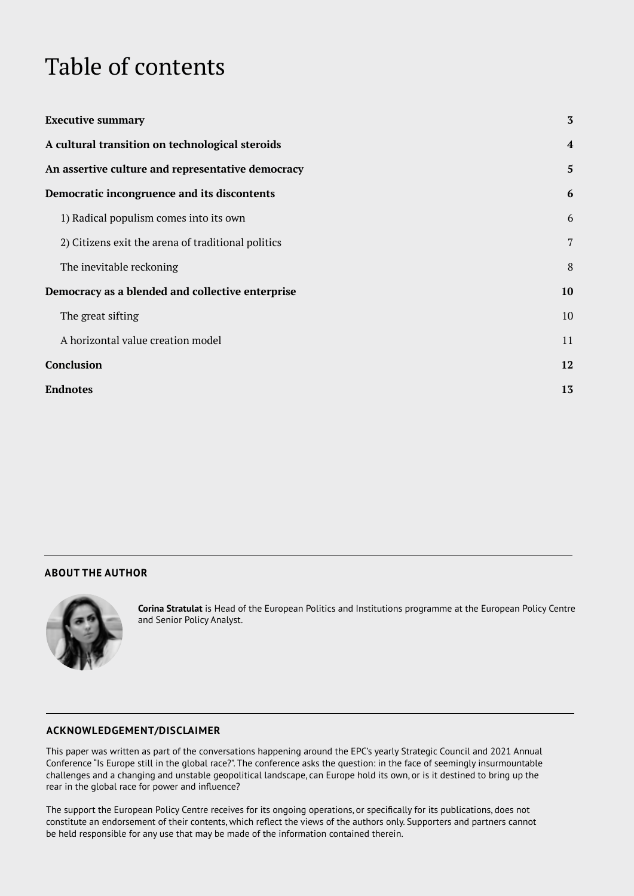# Table of contents

| | |
|---|---|
| **Executive summary** | **3** |
| **A cultural transition on technological steroids** | **4** |
| **An assertive culture and representative democracy** | **5** |
| **Democratic incongruence and its discontents** | **6** |
| 1) Radical populism comes into its own | 6 |
| 2) Citizens exit the arena of traditional politics | 7 |
| The inevitable reckoning | 8 |
| **Democracy as a blended and collective enterprise** | **10** |
| The great sifting | 10 |
| A horizontal value creation model | 11 |
| **Conclusion** | **12** |
| **Endnotes** | **13** |

## ABOUT THE AUTHOR

**Corina Stratulat** is Head of the European Politics and Institutions programme at the European Policy Centre and Senior Policy Analyst.

## ACKNOWLEDGEMENT/DISCLAIMER

This paper was written as part of the conversations happening around the EPC's yearly Strategic Council and 2021 Annual Conference "Is Europe still in the global race?". The conference asks the question: in the face of seemingly insurmountable challenges and a changing and unstable geopolitical landscape, can Europe hold its own, or is it destined to bring up the rear in the global race for power and influence?

The support the European Policy Centre receives for its ongoing operations, or specifically for its publications, does not constitute an endorsement of their contents, which reflect the views of the authors only. Supporters and partners cannot be held responsible for any use that may be made of the information contained therein.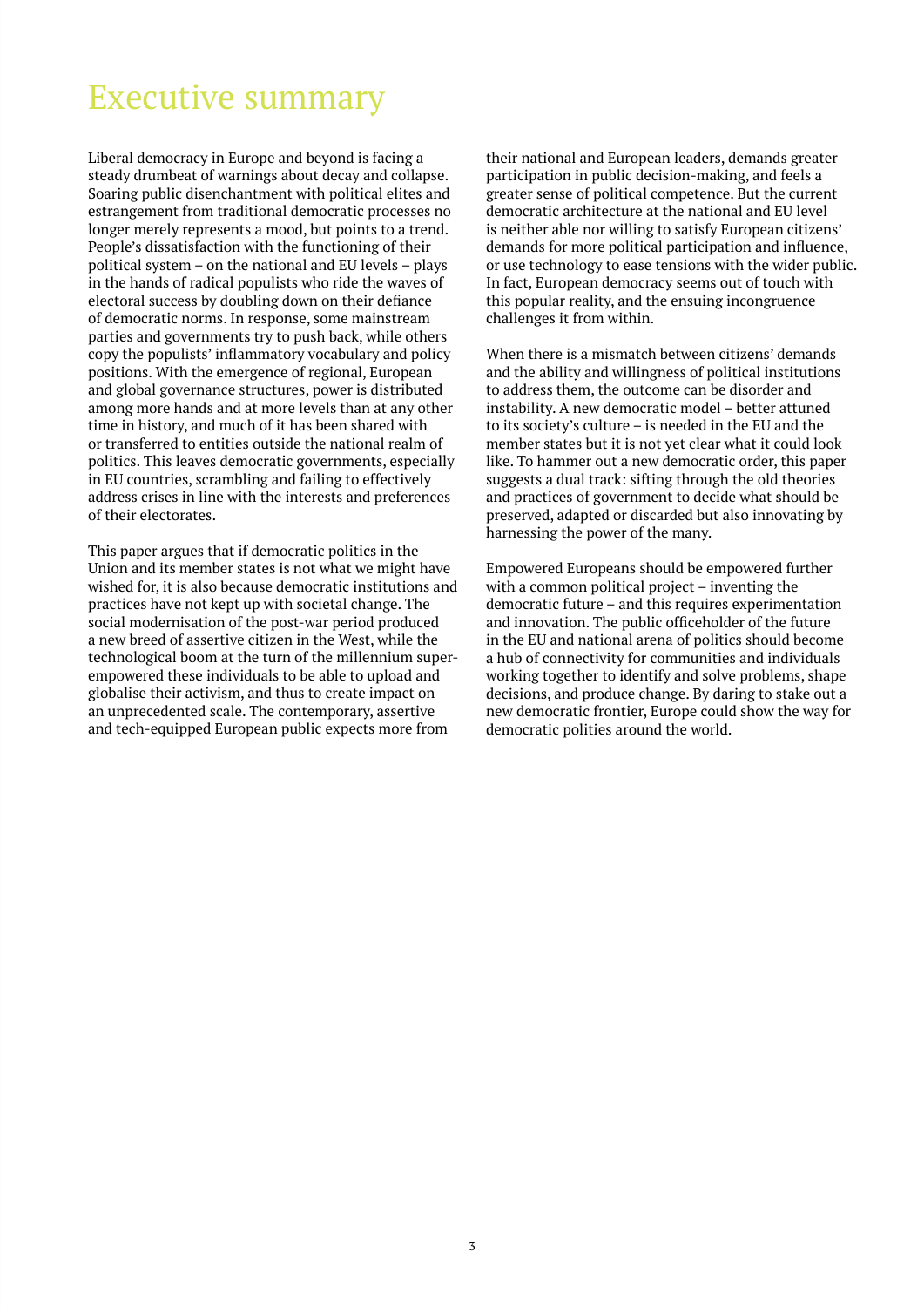# Executive summary

Liberal democracy in Europe and beyond is facing a steady drumbeat of warnings about decay and collapse. Soaring public disenchantment with political elites and estrangement from traditional democratic processes no longer merely represents a mood, but points to a trend. People's dissatisfaction with the functioning of their political system – on the national and EU levels – plays in the hands of radical populists who ride the waves of electoral success by doubling down on their defiance of democratic norms. In response, some mainstream parties and governments try to push back, while others copy the populists' inflammatory vocabulary and policy positions. With the emergence of regional, European and global governance structures, power is distributed among more hands and at more levels than at any other time in history, and much of it has been shared with or transferred to entities outside the national realm of politics. This leaves democratic governments, especially in EU countries, scrambling and failing to effectively address crises in line with the interests and preferences of their electorates.

This paper argues that if democratic politics in the Union and its member states is not what we might have wished for, it is also because democratic institutions and practices have not kept up with societal change. The social modernisation of the post-war period produced a new breed of assertive citizen in the West, while the technological boom at the turn of the millennium super-empowered these individuals to be able to upload and globalise their activism, and thus to create impact on an unprecedented scale. The contemporary, assertive and tech-equipped European public expects more from their national and European leaders, demands greater participation in public decision-making, and feels a greater sense of political competence. But the current democratic architecture at the national and EU level is neither able nor willing to satisfy European citizens' demands for more political participation and influence, or use technology to ease tensions with the wider public. In fact, European democracy seems out of touch with this popular reality, and the ensuing incongruence challenges it from within.

When there is a mismatch between citizens' demands and the ability and willingness of political institutions to address them, the outcome can be disorder and instability. A new democratic model – better attuned to its society's culture – is needed in the EU and the member states but it is not yet clear what it could look like. To hammer out a new democratic order, this paper suggests a dual track: sifting through the old theories and practices of government to decide what should be preserved, adapted or discarded but also innovating by harnessing the power of the many.

Empowered Europeans should be empowered further with a common political project – inventing the democratic future – and this requires experimentation and innovation. The public officeholder of the future in the EU and national arena of politics should become a hub of connectivity for communities and individuals working together to identify and solve problems, shape decisions, and produce change. By daring to stake out a new democratic frontier, Europe could show the way for democratic polities around the world.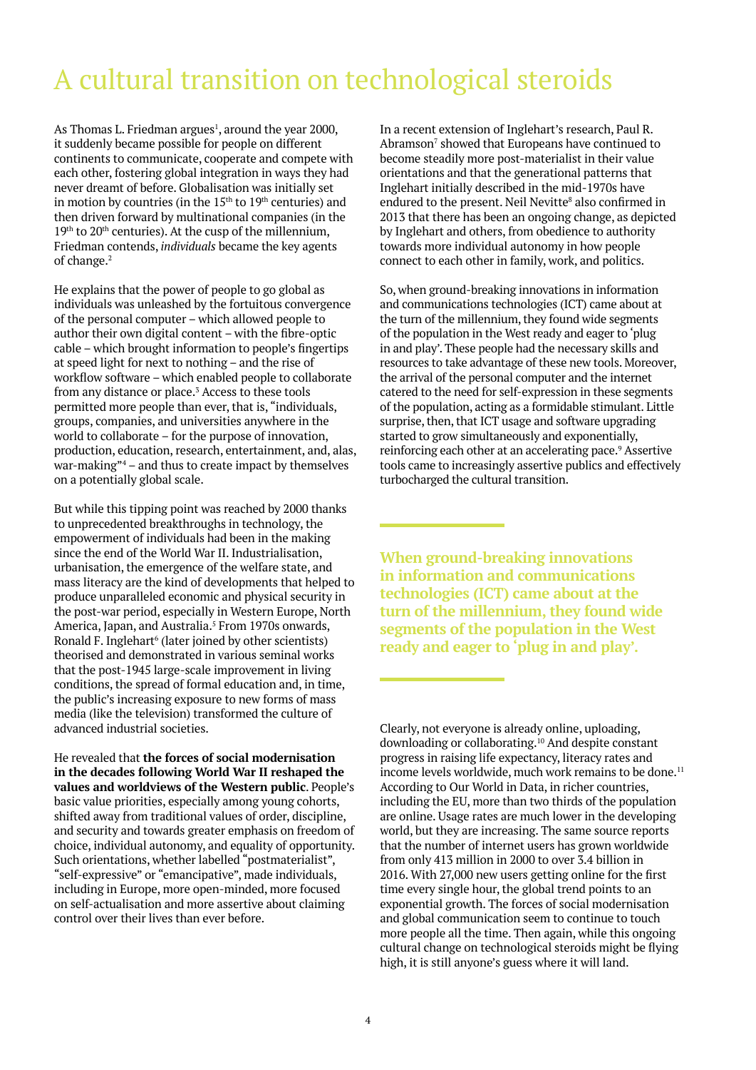# A cultural transition on technological steroids

As Thomas L. Friedman argues[1], around the year 2000, it suddenly became possible for people on different continents to communicate, cooperate and compete with each other, fostering global integration in ways they had never dreamt of before. Globalisation was initially set in motion by countries (in the 15th to 19th centuries) and then driven forward by multinational companies (in the 19th to 20th centuries). At the cusp of the millennium, Friedman contends, *individuals* became the key agents of change.[2]

He explains that the power of people to go global as individuals was unleashed by the fortuitous convergence of the personal computer – which allowed people to author their own digital content – with the fibre-optic cable – which brought information to people's fingertips at speed light for next to nothing – and the rise of workflow software – which enabled people to collaborate from any distance or place.[3] Access to these tools permitted more people than ever, that is, "individuals, groups, companies, and universities anywhere in the world to collaborate – for the purpose of innovation, production, education, research, entertainment, and, alas, war-making"[4] – and thus to create impact by themselves on a potentially global scale.

But while this tipping point was reached by 2000 thanks to unprecedented breakthroughs in technology, the empowerment of individuals had been in the making since the end of the World War II. Industrialisation, urbanisation, the emergence of the welfare state, and mass literacy are the kind of developments that helped to produce unparalleled economic and physical security in the post-war period, especially in Western Europe, North America, Japan, and Australia.[5] From 1970s onwards, Ronald F. Inglehart[6] (later joined by other scientists) theorised and demonstrated in various seminal works that the post-1945 large-scale improvement in living conditions, the spread of formal education and, in time, the public's increasing exposure to new forms of mass media (like the television) transformed the culture of advanced industrial societies.

He revealed that **the forces of social modernisation in the decades following World War II reshaped the values and worldviews of the Western public**. People's basic value priorities, especially among young cohorts, shifted away from traditional values of order, discipline, and security and towards greater emphasis on freedom of choice, individual autonomy, and equality of opportunity. Such orientations, whether labelled "postmaterialist", "self-expressive" or "emancipative", made individuals, including in Europe, more open-minded, more focused on self-actualisation and more assertive about claiming control over their lives than ever before.

In a recent extension of Inglehart's research, Paul R. Abramson[7] showed that Europeans have continued to become steadily more post-materialist in their value orientations and that the generational patterns that Inglehart initially described in the mid-1970s have endured to the present. Neil Nevitte[8] also confirmed in 2013 that there has been an ongoing change, as depicted by Inglehart and others, from obedience to authority towards more individual autonomy in how people connect to each other in family, work, and politics.

So, when ground-breaking innovations in information and communications technologies (ICT) came about at the turn of the millennium, they found wide segments of the population in the West ready and eager to 'plug in and play'. These people had the necessary skills and resources to take advantage of these new tools. Moreover, the arrival of the personal computer and the internet catered to the need for self-expression in these segments of the population, acting as a formidable stimulant. Little surprise, then, that ICT usage and software upgrading started to grow simultaneously and exponentially, reinforcing each other at an accelerating pace.[9] Assertive tools came to increasingly assertive publics and effectively turbocharged the cultural transition.

**When ground-breaking innovations in information and communications technologies (ICT) came about at the turn of the millennium, they found wide segments of the population in the West ready and eager to 'plug in and play'.**

Clearly, not everyone is already online, uploading, downloading or collaborating.[10] And despite constant progress in raising life expectancy, literacy rates and income levels worldwide, much work remains to be done.[11] According to Our World in Data, in richer countries, including the EU, more than two thirds of the population are online. Usage rates are much lower in the developing world, but they are increasing. The same source reports that the number of internet users has grown worldwide from only 413 million in 2000 to over 3.4 billion in 2016. With 27,000 new users getting online for the first time every single hour, the global trend points to an exponential growth. The forces of social modernisation and global communication seem to continue to touch more people all the time. Then again, while this ongoing cultural change on technological steroids might be flying high, it is still anyone's guess where it will land.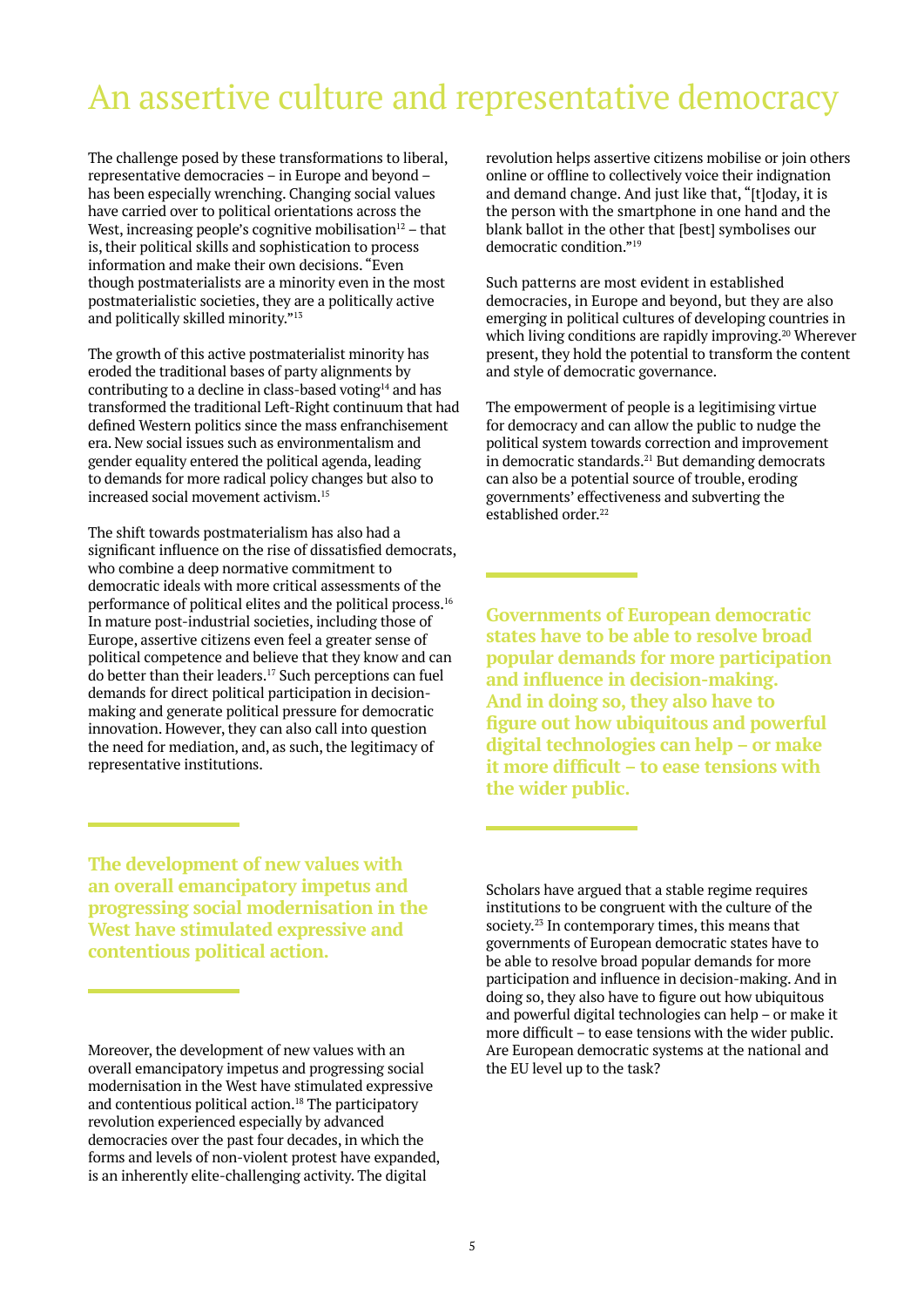# An assertive culture and representative democracy

The challenge posed by these transformations to liberal, representative democracies – in Europe and beyond – has been especially wrenching. Changing social values have carried over to political orientations across the West, increasing people's cognitive mobilisation[12] – that is, their political skills and sophistication to process information and make their own decisions. "Even though postmaterialists are a minority even in the most postmaterialistic societies, they are a politically active and politically skilled minority."[13]

The growth of this active postmaterialist minority has eroded the traditional bases of party alignments by contributing to a decline in class-based voting[14] and has transformed the traditional Left-Right continuum that had defined Western politics since the mass enfranchisement era. New social issues such as environmentalism and gender equality entered the political agenda, leading to demands for more radical policy changes but also to increased social movement activism.[15]

The shift towards postmaterialism has also had a significant influence on the rise of dissatisfied democrats, who combine a deep normative commitment to democratic ideals with more critical assessments of the performance of political elites and the political process.[16] In mature post-industrial societies, including those of Europe, assertive citizens even feel a greater sense of political competence and believe that they know and can do better than their leaders.[17] Such perceptions can fuel demands for direct political participation in decision-making and generate political pressure for democratic innovation. However, they can also call into question the need for mediation, and, as such, the legitimacy of representative institutions.

**The development of new values with an overall emancipatory impetus and progressing social modernisation in the West have stimulated expressive and contentious political action.**

Moreover, the development of new values with an overall emancipatory impetus and progressing social modernisation in the West have stimulated expressive and contentious political action.[18] The participatory revolution experienced especially by advanced democracies over the past four decades, in which the forms and levels of non-violent protest have expanded, is an inherently elite-challenging activity. The digital revolution helps assertive citizens mobilise or join others online or offline to collectively voice their indignation and demand change. And just like that, "[t]oday, it is the person with the smartphone in one hand and the blank ballot in the other that [best] symbolises our democratic condition."[19]

Such patterns are most evident in established democracies, in Europe and beyond, but they are also emerging in political cultures of developing countries in which living conditions are rapidly improving.[20] Wherever present, they hold the potential to transform the content and style of democratic governance.

The empowerment of people is a legitimising virtue for democracy and can allow the public to nudge the political system towards correction and improvement in democratic standards.[21] But demanding democrats can also be a potential source of trouble, eroding governments' effectiveness and subverting the established order.[22]

**Governments of European democratic states have to be able to resolve broad popular demands for more participation and influence in decision-making. And in doing so, they also have to figure out how ubiquitous and powerful digital technologies can help – or make it more difficult – to ease tensions with the wider public.**

Scholars have argued that a stable regime requires institutions to be congruent with the culture of the society.[23] In contemporary times, this means that governments of European democratic states have to be able to resolve broad popular demands for more participation and influence in decision-making. And in doing so, they also have to figure out how ubiquitous and powerful digital technologies can help – or make it more difficult – to ease tensions with the wider public. Are European democratic systems at the national and the EU level up to the task?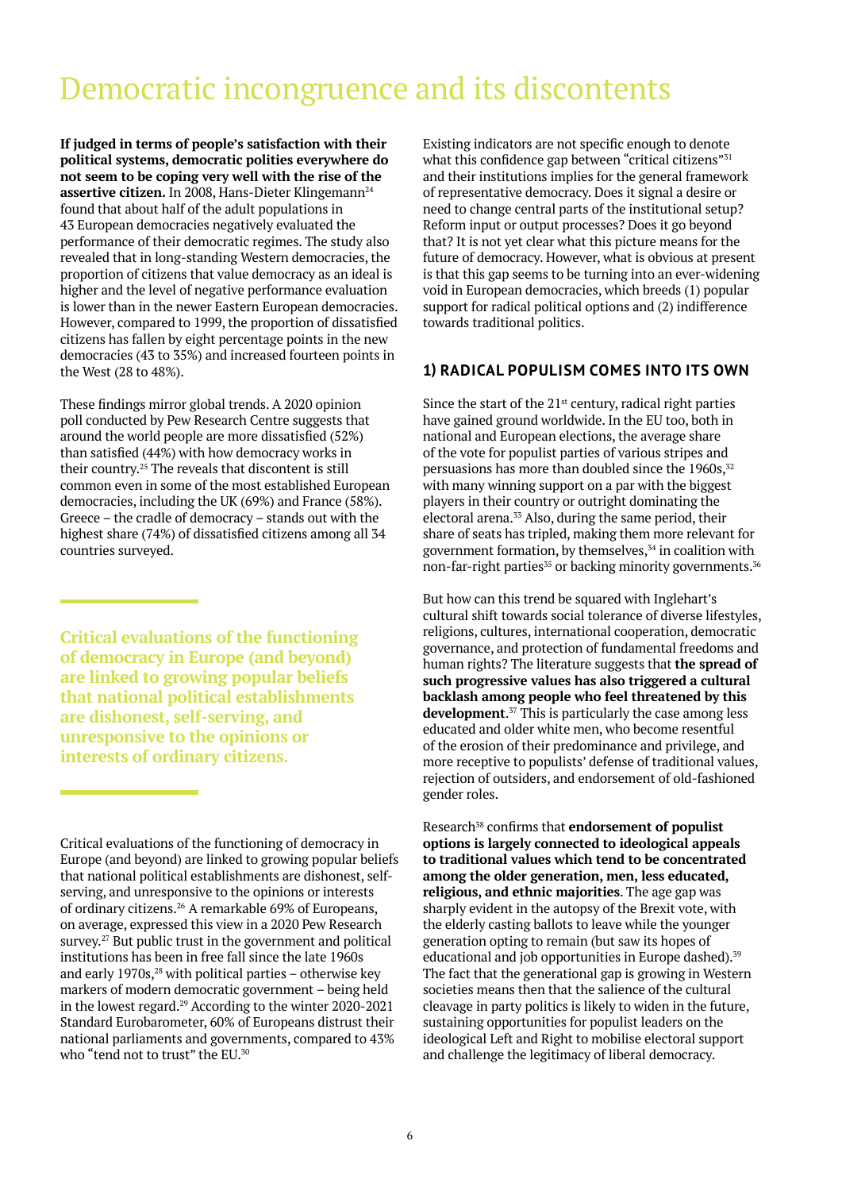# Democratic incongruence and its discontents

**If judged in terms of people's satisfaction with their political systems, democratic polities everywhere do not seem to be coping very well with the rise of the assertive citizen.** In 2008, Hans-Dieter Klingemann[24] found that about half of the adult populations in 43 European democracies negatively evaluated the performance of their democratic regimes. The study also revealed that in long-standing Western democracies, the proportion of citizens that value democracy as an ideal is higher and the level of negative performance evaluation is lower than in the newer Eastern European democracies. However, compared to 1999, the proportion of dissatisfied citizens has fallen by eight percentage points in the new democracies (43 to 35%) and increased fourteen points in the West (28 to 48%).

These findings mirror global trends. A 2020 opinion poll conducted by Pew Research Centre suggests that around the world people are more dissatisfied (52%) than satisfied (44%) with how democracy works in their country.[25] The reveals that discontent is still common even in some of the most established European democracies, including the UK (69%) and France (58%). Greece – the cradle of democracy – stands out with the highest share (74%) of dissatisfied citizens among all 34 countries surveyed.

**Critical evaluations of the functioning of democracy in Europe (and beyond) are linked to growing popular beliefs that national political establishments are dishonest, self-serving, and unresponsive to the opinions or interests of ordinary citizens.**

Critical evaluations of the functioning of democracy in Europe (and beyond) are linked to growing popular beliefs that national political establishments are dishonest, self-serving, and unresponsive to the opinions or interests of ordinary citizens.[26] A remarkable 69% of Europeans, on average, expressed this view in a 2020 Pew Research survey.[27] But public trust in the government and political institutions has been in free fall since the late 1960s and early 1970s,[28] with political parties – otherwise key markers of modern democratic government – being held in the lowest regard.[29] According to the winter 2020-2021 Standard Eurobarometer, 60% of Europeans distrust their national parliaments and governments, compared to 43% who "tend not to trust" the EU.[30]

Existing indicators are not specific enough to denote what this confidence gap between "critical citizens"[31] and their institutions implies for the general framework of representative democracy. Does it signal a desire or need to change central parts of the institutional setup? Reform input or output processes? Does it go beyond that? It is not yet clear what this picture means for the future of democracy. However, what is obvious at present is that this gap seems to be turning into an ever-widening void in European democracies, which breeds (1) popular support for radical political options and (2) indifference towards traditional politics.

## 1) RADICAL POPULISM COMES INTO ITS OWN

Since the start of the 21st century, radical right parties have gained ground worldwide. In the EU too, both in national and European elections, the average share of the vote for populist parties of various stripes and persuasions has more than doubled since the 1960s,[32] with many winning support on a par with the biggest players in their country or outright dominating the electoral arena.[33] Also, during the same period, their share of seats has tripled, making them more relevant for government formation, by themselves,[34] in coalition with non-far-right parties[35] or backing minority governments.[36]

But how can this trend be squared with Inglehart's cultural shift towards social tolerance of diverse lifestyles, religions, cultures, international cooperation, democratic governance, and protection of fundamental freedoms and human rights? The literature suggests that **the spread of such progressive values has also triggered a cultural backlash among people who feel threatened by this development**.[37] This is particularly the case among less educated and older white men, who become resentful of the erosion of their predominance and privilege, and more receptive to populists' defense of traditional values, rejection of outsiders, and endorsement of old-fashioned gender roles.

Research[38] confirms that **endorsement of populist options is largely connected to ideological appeals to traditional values which tend to be concentrated among the older generation, men, less educated, religious, and ethnic majorities**. The age gap was sharply evident in the autopsy of the Brexit vote, with the elderly casting ballots to leave while the younger generation opting to remain (but saw its hopes of educational and job opportunities in Europe dashed).[39] The fact that the generational gap is growing in Western societies means then that the salience of the cultural cleavage in party politics is likely to widen in the future, sustaining opportunities for populist leaders on the ideological Left and Right to mobilise electoral support and challenge the legitimacy of liberal democracy.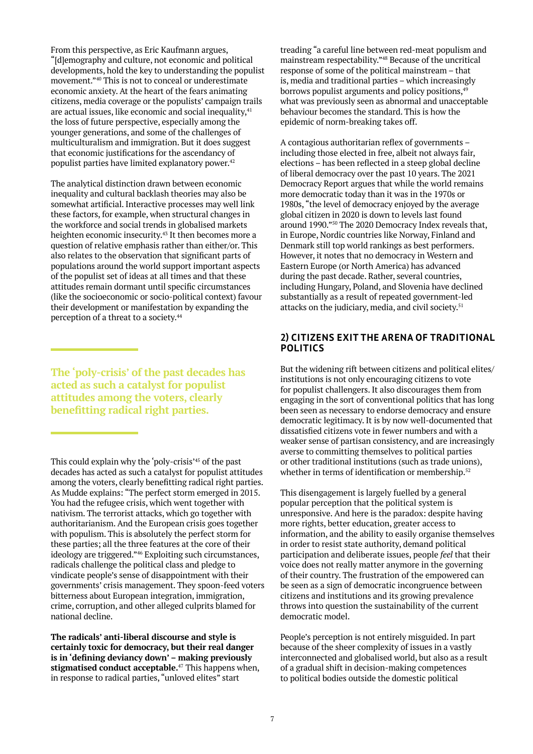From this perspective, as Eric Kaufmann argues, "[d]emography and culture, not economic and political developments, hold the key to understanding the populist movement."[40] This is not to conceal or underestimate economic anxiety. At the heart of the fears animating citizens, media coverage or the populists' campaign trails are actual issues, like economic and social inequality,[41] the loss of future perspective, especially among the younger generations, and some of the challenges of multiculturalism and immigration. But it does suggest that economic justifications for the ascendancy of populist parties have limited explanatory power.[42]

The analytical distinction drawn between economic inequality and cultural backlash theories may also be somewhat artificial. Interactive processes may well link these factors, for example, when structural changes in the workforce and social trends in globalised markets heighten economic insecurity.[43] It then becomes more a question of relative emphasis rather than either/or. This also relates to the observation that significant parts of populations around the world support important aspects of the populist set of ideas at all times and that these attitudes remain dormant until specific circumstances (like the socioeconomic or socio-political context) favour their development or manifestation by expanding the perception of a threat to a society.[44]

**The 'poly-crisis' of the past decades has acted as such a catalyst for populist attitudes among the voters, clearly benefitting radical right parties.**

This could explain why the 'poly-crisis'[45] of the past decades has acted as such a catalyst for populist attitudes among the voters, clearly benefitting radical right parties. As Mudde explains: "The perfect storm emerged in 2015. You had the refugee crisis, which went together with nativism. The terrorist attacks, which go together with authoritarianism. And the European crisis goes together with populism. This is absolutely the perfect storm for these parties; all the three features at the core of their ideology are triggered."[46] Exploiting such circumstances, radicals challenge the political class and pledge to vindicate people's sense of disappointment with their governments' crisis management. They spoon-feed voters bitterness about European integration, immigration, crime, corruption, and other alleged culprits blamed for national decline.

**The radicals' anti-liberal discourse and style is certainly toxic for democracy, but their real danger is in 'defining deviancy down' – making previously stigmatised conduct acceptable.**[47] This happens when, in response to radical parties, "unloved elites" start treading "a careful line between red-meat populism and mainstream respectability."[48] Because of the uncritical response of some of the political mainstream – that is, media and traditional parties – which increasingly borrows populist arguments and policy positions,[49] what was previously seen as abnormal and unacceptable behaviour becomes the standard. This is how the epidemic of norm-breaking takes off.

A contagious authoritarian reflex of governments – including those elected in free, albeit not always fair, elections – has been reflected in a steep global decline of liberal democracy over the past 10 years. The 2021 Democracy Report argues that while the world remains more democratic today than it was in the 1970s or 1980s, "the level of democracy enjoyed by the average global citizen in 2020 is down to levels last found around 1990."[50] The 2020 Democracy Index reveals that, in Europe, Nordic countries like Norway, Finland and Denmark still top world rankings as best performers. However, it notes that no democracy in Western and Eastern Europe (or North America) has advanced during the past decade. Rather, several countries, including Hungary, Poland, and Slovenia have declined substantially as a result of repeated government-led attacks on the judiciary, media, and civil society.[51]

## 2) CITIZENS EXIT THE ARENA OF TRADITIONAL POLITICS

But the widening rift between citizens and political elites/institutions is not only encouraging citizens to vote for populist challengers. It also discourages them from engaging in the sort of conventional politics that has long been seen as necessary to endorse democracy and ensure democratic legitimacy. It is by now well-documented that dissatisfied citizens vote in fewer numbers and with a weaker sense of partisan consistency, and are increasingly averse to committing themselves to political parties or other traditional institutions (such as trade unions), whether in terms of identification or membership.[52]

This disengagement is largely fuelled by a general popular perception that the political system is unresponsive. And here is the paradox: despite having more rights, better education, greater access to information, and the ability to easily organise themselves in order to resist state authority, demand political participation and deliberate issues, people *feel* that their voice does not really matter anymore in the governing of their country. The frustration of the empowered can be seen as a sign of democratic incongruence between citizens and institutions and its growing prevalence throws into question the sustainability of the current democratic model.

People's perception is not entirely misguided. In part because of the sheer complexity of issues in a vastly interconnected and globalised world, but also as a result of a gradual shift in decision-making competences to political bodies outside the domestic political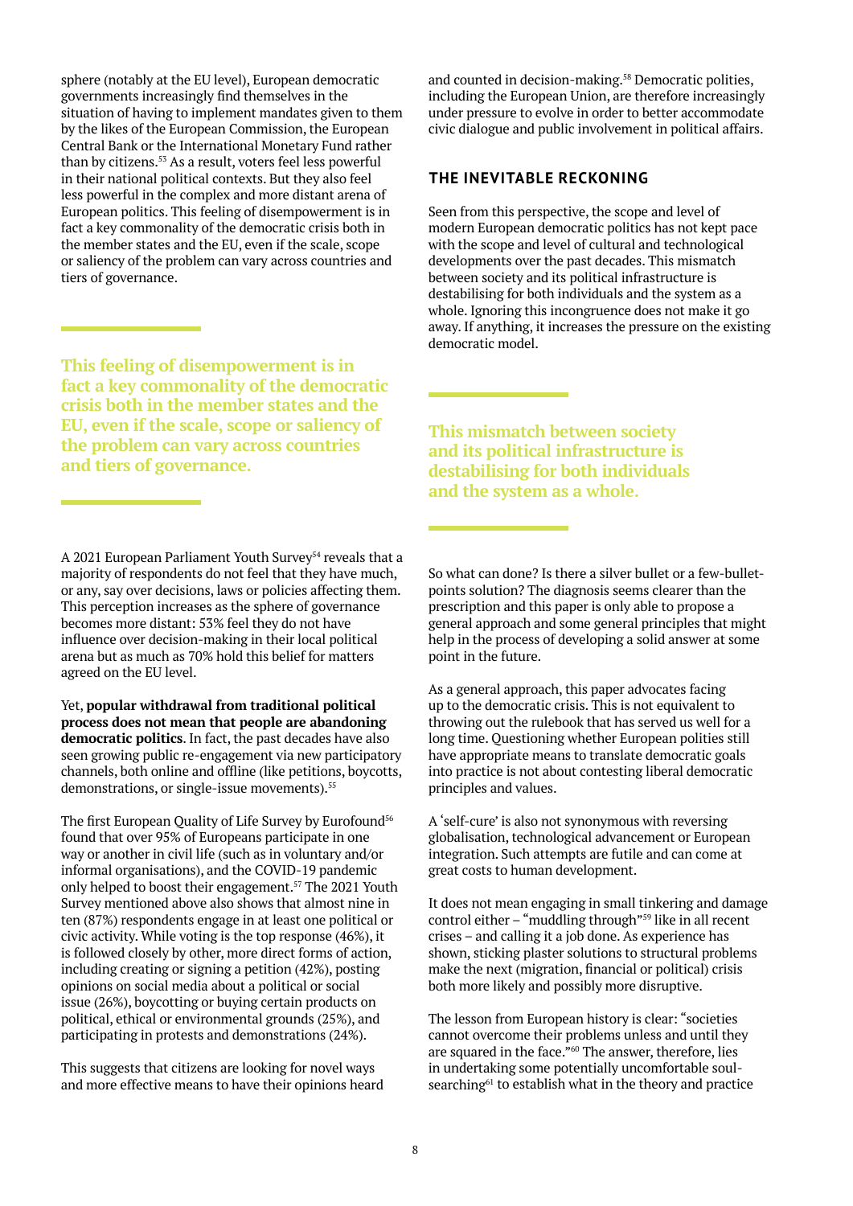sphere (notably at the EU level), European democratic governments increasingly find themselves in the situation of having to implement mandates given to them by the likes of the European Commission, the European Central Bank or the International Monetary Fund rather than by citizens.[53] As a result, voters feel less powerful in their national political contexts. But they also feel less powerful in the complex and more distant arena of European politics. This feeling of disempowerment is in fact a key commonality of the democratic crisis both in the member states and the EU, even if the scale, scope or saliency of the problem can vary across countries and tiers of governance.

> **This feeling of disempowerment is in fact a key commonality of the democratic crisis both in the member states and the EU, even if the scale, scope or saliency of the problem can vary across countries and tiers of governance.**

A 2021 European Parliament Youth Survey[54] reveals that a majority of respondents do not feel that they have much, or any, say over decisions, laws or policies affecting them. This perception increases as the sphere of governance becomes more distant: 53% feel they do not have influence over decision-making in their local political arena but as much as 70% hold this belief for matters agreed on the EU level.

Yet, **popular withdrawal from traditional political process does not mean that people are abandoning democratic politics**. In fact, the past decades have also seen growing public re-engagement via new participatory channels, both online and offline (like petitions, boycotts, demonstrations, or single-issue movements).[55]

The first European Quality of Life Survey by Eurofound[56] found that over 95% of Europeans participate in one way or another in civil life (such as in voluntary and/or informal organisations), and the COVID-19 pandemic only helped to boost their engagement.[57] The 2021 Youth Survey mentioned above also shows that almost nine in ten (87%) respondents engage in at least one political or civic activity. While voting is the top response (46%), it is followed closely by other, more direct forms of action, including creating or signing a petition (42%), posting opinions on social media about a political or social issue (26%), boycotting or buying certain products on political, ethical or environmental grounds (25%), and participating in protests and demonstrations (24%).

This suggests that citizens are looking for novel ways and more effective means to have their opinions heard and counted in decision-making.[58] Democratic polities, including the European Union, are therefore increasingly under pressure to evolve in order to better accommodate civic dialogue and public involvement in political affairs.

## THE INEVITABLE RECKONING

Seen from this perspective, the scope and level of modern European democratic politics has not kept pace with the scope and level of cultural and technological developments over the past decades. This mismatch between society and its political infrastructure is destabilising for both individuals and the system as a whole. Ignoring this incongruence does not make it go away. If anything, it increases the pressure on the existing democratic model.

> **This mismatch between society and its political infrastructure is destabilising for both individuals and the system as a whole.**

So what can done? Is there a silver bullet or a few-bullet-points solution? The diagnosis seems clearer than the prescription and this paper is only able to propose a general approach and some general principles that might help in the process of developing a solid answer at some point in the future.

As a general approach, this paper advocates facing up to the democratic crisis. This is not equivalent to throwing out the rulebook that has served us well for a long time. Questioning whether European polities still have appropriate means to translate democratic goals into practice is not about contesting liberal democratic principles and values.

A 'self-cure' is also not synonymous with reversing globalisation, technological advancement or European integration. Such attempts are futile and can come at great costs to human development.

It does not mean engaging in small tinkering and damage control either – "muddling through"[59] like in all recent crises – and calling it a job done. As experience has shown, sticking plaster solutions to structural problems make the next (migration, financial or political) crisis both more likely and possibly more disruptive.

The lesson from European history is clear: "societies cannot overcome their problems unless and until they are squared in the face."[60] The answer, therefore, lies in undertaking some potentially uncomfortable soul-searching[61] to establish what in the theory and practice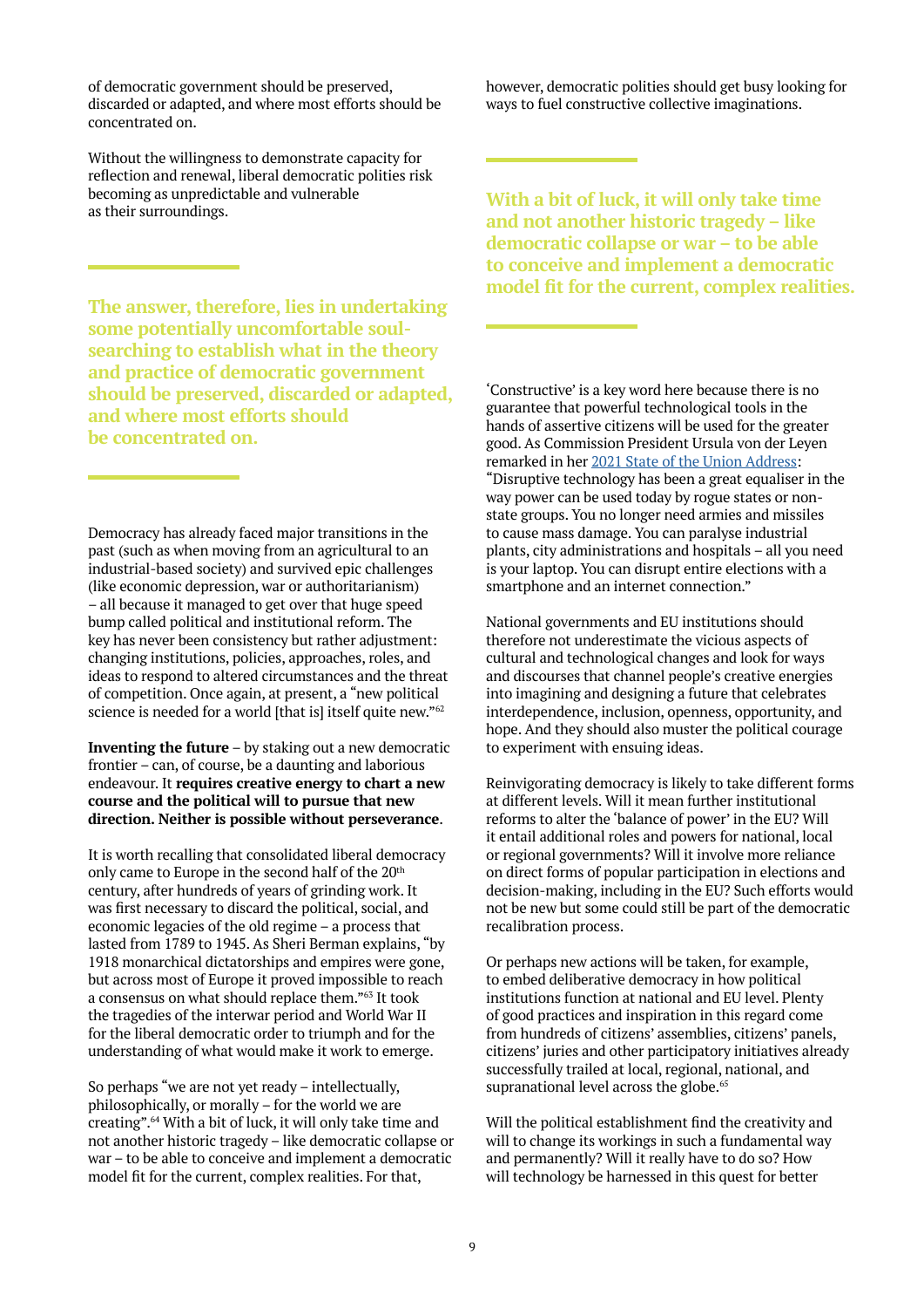of democratic government should be preserved, discarded or adapted, and where most efforts should be concentrated on.

Without the willingness to demonstrate capacity for reflection and renewal, liberal democratic polities risk becoming as unpredictable and vulnerable as their surroundings.

> **The answer, therefore, lies in undertaking some potentially uncomfortable soul-searching to establish what in the theory and practice of democratic government should be preserved, discarded or adapted, and where most efforts should be concentrated on.**

Democracy has already faced major transitions in the past (such as when moving from an agricultural to an industrial-based society) and survived epic challenges (like economic depression, war or authoritarianism) – all because it managed to get over that huge speed bump called political and institutional reform. The key has never been consistency but rather adjustment: changing institutions, policies, approaches, roles, and ideas to respond to altered circumstances and the threat of competition. Once again, at present, a "new political science is needed for a world [that is] itself quite new."[62]

**Inventing the future** – by staking out a new democratic frontier – can, of course, be a daunting and laborious endeavour. It **requires creative energy to chart a new course and the political will to pursue that new direction. Neither is possible without perseverance**.

It is worth recalling that consolidated liberal democracy only came to Europe in the second half of the 20th century, after hundreds of years of grinding work. It was first necessary to discard the political, social, and economic legacies of the old regime – a process that lasted from 1789 to 1945. As Sheri Berman explains, "by 1918 monarchical dictatorships and empires were gone, but across most of Europe it proved impossible to reach a consensus on what should replace them."[63] It took the tragedies of the interwar period and World War II for the liberal democratic order to triumph and for the understanding of what would make it work to emerge.

So perhaps "we are not yet ready – intellectually, philosophically, or morally – for the world we are creating".[64] With a bit of luck, it will only take time and not another historic tragedy – like democratic collapse or war – to be able to conceive and implement a democratic model fit for the current, complex realities. For that, however, democratic polities should get busy looking for ways to fuel constructive collective imaginations.

> **With a bit of luck, it will only take time and not another historic tragedy – like democratic collapse or war – to be able to conceive and implement a democratic model fit for the current, complex realities.**

'Constructive' is a key word here because there is no guarantee that powerful technological tools in the hands of assertive citizens will be used for the greater good. As Commission President Ursula von der Leyen remarked in her [2021 State of the Union Address](): "Disruptive technology has been a great equaliser in the way power can be used today by rogue states or non-state groups. You no longer need armies and missiles to cause mass damage. You can paralyse industrial plants, city administrations and hospitals – all you need is your laptop. You can disrupt entire elections with a smartphone and an internet connection."

National governments and EU institutions should therefore not underestimate the vicious aspects of cultural and technological changes and look for ways and discourses that channel people's creative energies into imagining and designing a future that celebrates interdependence, inclusion, openness, opportunity, and hope. And they should also muster the political courage to experiment with ensuing ideas.

Reinvigorating democracy is likely to take different forms at different levels. Will it mean further institutional reforms to alter the 'balance of power' in the EU? Will it entail additional roles and powers for national, local or regional governments? Will it involve more reliance on direct forms of popular participation in elections and decision-making, including in the EU? Such efforts would not be new but some could still be part of the democratic recalibration process.

Or perhaps new actions will be taken, for example, to embed deliberative democracy in how political institutions function at national and EU level. Plenty of good practices and inspiration in this regard come from hundreds of citizens' assemblies, citizens' panels, citizens' juries and other participatory initiatives already successfully trailed at local, regional, national, and supranational level across the globe.[65]

Will the political establishment find the creativity and will to change its workings in such a fundamental way and permanently? Will it really have to do so? How will technology be harnessed in this quest for better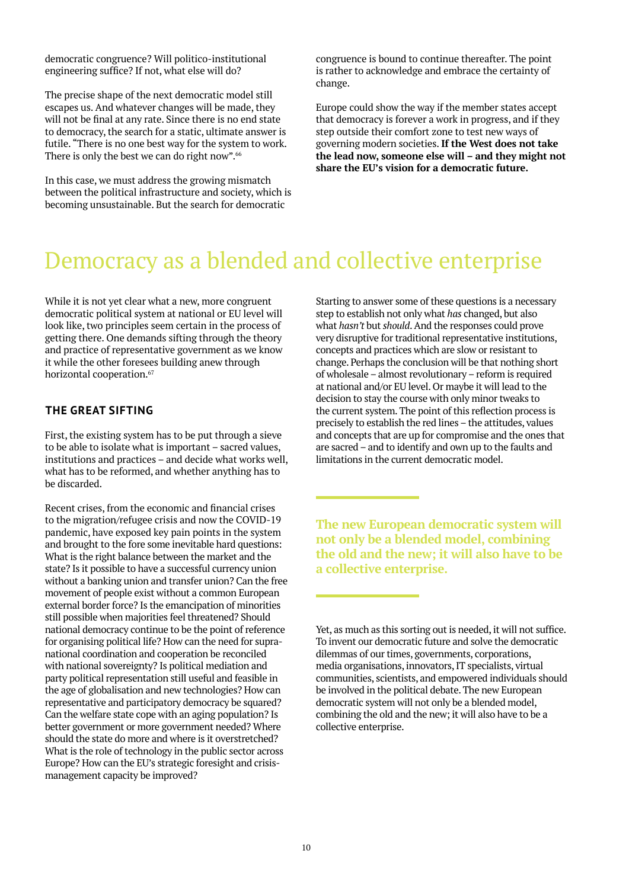democratic congruence? Will politico-institutional engineering suffice? If not, what else will do?

The precise shape of the next democratic model still escapes us. And whatever changes will be made, they will not be final at any rate. Since there is no end state to democracy, the search for a static, ultimate answer is futile. "There is no one best way for the system to work. There is only the best we can do right now".[66]

In this case, we must address the growing mismatch between the political infrastructure and society, which is becoming unsustainable. But the search for democratic congruence is bound to continue thereafter. The point is rather to acknowledge and embrace the certainty of change.

Europe could show the way if the member states accept that democracy is forever a work in progress, and if they step outside their comfort zone to test new ways of governing modern societies. **If the West does not take the lead now, someone else will – and they might not share the EU's vision for a democratic future.**

# Democracy as a blended and collective enterprise

While it is not yet clear what a new, more congruent democratic political system at national or EU level will look like, two principles seem certain in the process of getting there. One demands sifting through the theory and practice of representative government as we know it while the other foresees building anew through horizontal cooperation.[67]

## THE GREAT SIFTING

First, the existing system has to be put through a sieve to be able to isolate what is important – sacred values, institutions and practices – and decide what works well, what has to be reformed, and whether anything has to be discarded.

Recent crises, from the economic and financial crises to the migration/refugee crisis and now the COVID-19 pandemic, have exposed key pain points in the system and brought to the fore some inevitable hard questions: What is the right balance between the market and the state? Is it possible to have a successful currency union without a banking union and transfer union? Can the free movement of people exist without a common European external border force? Is the emancipation of minorities still possible when majorities feel threatened? Should national democracy continue to be the point of reference for organising political life? How can the need for supra-national coordination and cooperation be reconciled with national sovereignty? Is political mediation and party political representation still useful and feasible in the age of globalisation and new technologies? How can representative and participatory democracy be squared? Can the welfare state cope with an aging population? Is better government or more government needed? Where should the state do more and where is it overstretched? What is the role of technology in the public sector across Europe? How can the EU's strategic foresight and crisis-management capacity be improved?

Starting to answer some of these questions is a necessary step to establish not only what *has* changed, but also what *hasn't* but *should*. And the responses could prove very disruptive for traditional representative institutions, concepts and practices which are slow or resistant to change. Perhaps the conclusion will be that nothing short of wholesale – almost revolutionary – reform is required at national and/or EU level. Or maybe it will lead to the decision to stay the course with only minor tweaks to the current system. The point of this reflection process is precisely to establish the red lines – the attitudes, values and concepts that are up for compromise and the ones that are sacred – and to identify and own up to the faults and limitations in the current democratic model.

**The new European democratic system will not only be a blended model, combining the old and the new; it will also have to be a collective enterprise.**

Yet, as much as this sorting out is needed, it will not suffice. To invent our democratic future and solve the democratic dilemmas of our times, governments, corporations, media organisations, innovators, IT specialists, virtual communities, scientists, and empowered individuals should be involved in the political debate. The new European democratic system will not only be a blended model, combining the old and the new; it will also have to be a collective enterprise.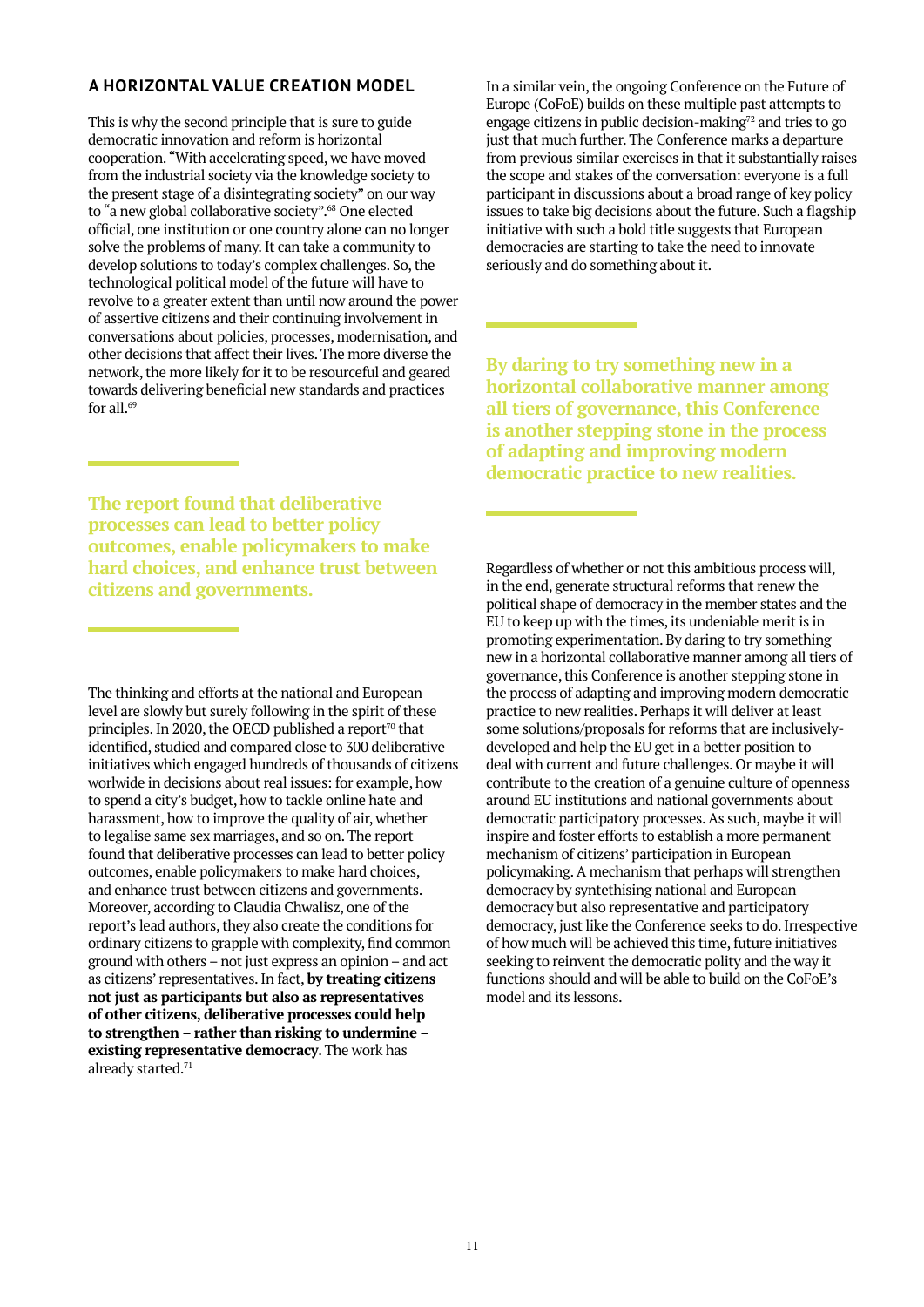## A HORIZONTAL VALUE CREATION MODEL

This is why the second principle that is sure to guide democratic innovation and reform is horizontal cooperation. "With accelerating speed, we have moved from the industrial society via the knowledge society to the present stage of a disintegrating society" on our way to "a new global collaborative society".[68] One elected official, one institution or one country alone can no longer solve the problems of many. It can take a community to develop solutions to today's complex challenges. So, the technological political model of the future will have to revolve to a greater extent than until now around the power of assertive citizens and their continuing involvement in conversations about policies, processes, modernisation, and other decisions that affect their lives. The more diverse the network, the more likely for it to be resourceful and geared towards delivering beneficial new standards and practices for all.[69]

> **The report found that deliberative processes can lead to better policy outcomes, enable policymakers to make hard choices, and enhance trust between citizens and governments.**

The thinking and efforts at the national and European level are slowly but surely following in the spirit of these principles. In 2020, the OECD published a report[70] that identified, studied and compared close to 300 deliberative initiatives which engaged hundreds of thousands of citizens worlwide in decisions about real issues: for example, how to spend a city's budget, how to tackle online hate and harassment, how to improve the quality of air, whether to legalise same sex marriages, and so on. The report found that deliberative processes can lead to better policy outcomes, enable policymakers to make hard choices, and enhance trust between citizens and governments. Moreover, according to Claudia Chwalisz, one of the report's lead authors, they also create the conditions for ordinary citizens to grapple with complexity, find common ground with others – not just express an opinion – and act as citizens' representatives. In fact, **by treating citizens not just as participants but also as representatives of other citizens, deliberative processes could help to strengthen – rather than risking to undermine – existing representative democracy**. The work has already started.[71]

In a similar vein, the ongoing Conference on the Future of Europe (CoFoE) builds on these multiple past attempts to engage citizens in public decision-making[72] and tries to go just that much further. The Conference marks a departure from previous similar exercises in that it substantially raises the scope and stakes of the conversation: everyone is a full participant in discussions about a broad range of key policy issues to take big decisions about the future. Such a flagship initiative with such a bold title suggests that European democracies are starting to take the need to innovate seriously and do something about it.

> **By daring to try something new in a horizontal collaborative manner among all tiers of governance, this Conference is another stepping stone in the process of adapting and improving modern democratic practice to new realities.**

Regardless of whether or not this ambitious process will, in the end, generate structural reforms that renew the political shape of democracy in the member states and the EU to keep up with the times, its undeniable merit is in promoting experimentation. By daring to try something new in a horizontal collaborative manner among all tiers of governance, this Conference is another stepping stone in the process of adapting and improving modern democratic practice to new realities. Perhaps it will deliver at least some solutions/proposals for reforms that are inclusively-developed and help the EU get in a better position to deal with current and future challenges. Or maybe it will contribute to the creation of a genuine culture of openness around EU institutions and national governments about democratic participatory processes. As such, maybe it will inspire and foster efforts to establish a more permanent mechanism of citizens' participation in European policymaking. A mechanism that perhaps will strengthen democracy by syntethising national and European democracy but also representative and participatory democracy, just like the Conference seeks to do. Irrespective of how much will be achieved this time, future initiatives seeking to reinvent the democratic polity and the way it functions should and will be able to build on the CoFoE's model and its lessons.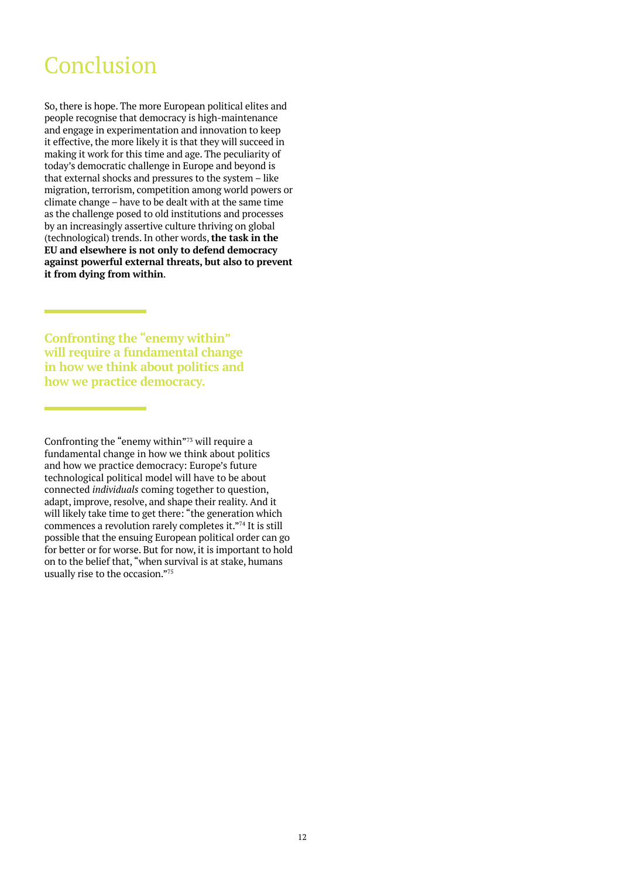# Conclusion

So, there is hope. The more European political elites and people recognise that democracy is high-maintenance and engage in experimentation and innovation to keep it effective, the more likely it is that they will succeed in making it work for this time and age. The peculiarity of today's democratic challenge in Europe and beyond is that external shocks and pressures to the system – like migration, terrorism, competition among world powers or climate change – have to be dealt with at the same time as the challenge posed to old institutions and processes by an increasingly assertive culture thriving on global (technological) trends. In other words, **the task in the EU and elsewhere is not only to defend democracy against powerful external threats, but also to prevent it from dying from within**.

**Confronting the "enemy within" will require a fundamental change in how we think about politics and how we practice democracy.**

Confronting the "enemy within"[73] will require a fundamental change in how we think about politics and how we practice democracy: Europe's future technological political model will have to be about connected *individuals* coming together to question, adapt, improve, resolve, and shape their reality. And it will likely take time to get there: "the generation which commences a revolution rarely completes it."[74] It is still possible that the ensuing European political order can go for better or for worse. But for now, it is important to hold on to the belief that, "when survival is at stake, humans usually rise to the occasion."[75]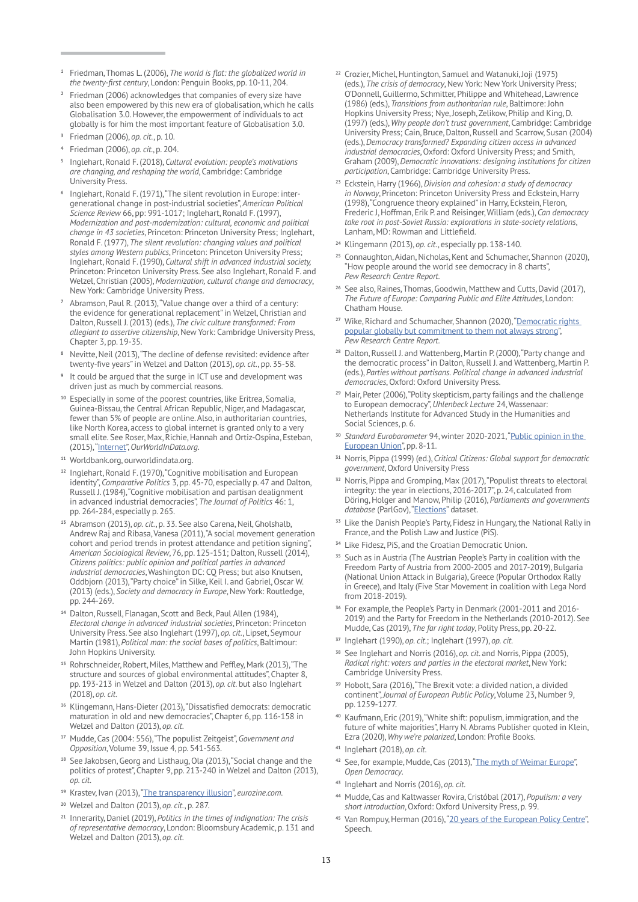[1] Friedman, Thomas L. (2006), *The world is flat: the globalized world in the twenty-first century*, London: Penguin Books, pp. 10-11, 204.

[2] Friedman (2006) acknowledges that companies of every size have also been empowered by this new era of globalisation, which he calls Globalisation 3.0. However, the empowerment of individuals to act globally is for him the most important feature of Globalisation 3.0.

[3] Friedman (2006), *op. cit.*, p. 10.

[4] Friedman (2006), *op. cit.*, p. 204.

[5] Inglehart, Ronald F. (2018), *Cultural evolution: people's motivations are changing, and reshaping the world*, Cambridge: Cambridge University Press.

[6] Inglehart, Ronald F. (1971), "The silent revolution in Europe: inter-generational change in post-industrial societies", *American Political Science Review* 66, pp: 991-1017; Inglehart, Ronald F. (1997), *Modernization and post-modernization: cultural, economic and political change in 43 societies*, Princeton: Princeton University Press; Inglehart, Ronald F. (1977), *The silent revolution: changing values and political styles among Western publics*, Princeton: Princeton University Press; Inglehart, Ronald F. (1990), *Cultural shift in advanced industrial society,* Princeton: Princeton University Press. See also Inglehart, Ronald F. and Welzel, Christian (2005), *Modernization, cultural change and democracy*, New York: Cambridge University Press.

[7] Abramson, Paul R. (2013), "Value change over a third of a century: the evidence for generational replacement" in Welzel, Christian and Dalton, Russell J. (2013) (eds.), *The civic culture transformed: From allegiant to assertive citizenship*, New York: Cambridge University Press, Chapter 3, pp. 19-35.

[8] Nevitte, Neil (2013), "The decline of defense revisited: evidence after twenty-five years" in Welzel and Dalton (2013), *op. cit.*, pp. 35-58.

[9] It could be argued that the surge in ICT use and development was driven just as much by commercial reasons.

[10] Especially in some of the poorest countries, like Eritrea, Somalia, Guinea-Bissau, the Central African Republic, Niger, and Madagascar, fewer than 5% of people are online. Also, in authoritarian countries, like North Korea, access to global internet is granted only to a very small elite. See Roser, Max, Richie, Hannah and Ortiz-Ospina, Esteban, (2015), "Internet", *OurWorldInData.org*.

[11] Worldbank.org, ourworldindata.org.

[12] Inglehart, Ronald F. (1970), "Cognitive mobilisation and European identity", *Comparative Politics* 3, pp. 45-70, especially p. 47 and Dalton, Russell J. (1984), "Cognitive mobilisation and partisan dealignment in advanced industrial democracies", *The Journal of Politics* 46: 1, pp. 264-284, especially p. 265.

[13] Abramson (2013), *op. cit.*, p. 33. See also Carena, Neil, Gholshalb, Andrew Raj and Ribasa, Vanesa (2011), "A social movement generation cohort and period trends in protest attendance and petition signing", *American Sociological Review*, 76, pp. 125-151; Dalton, Russell (2014), *Citizens politics: public opinion and political parties in advanced industrial democracies*, Washington DC: CQ Press; but also Knutsen, Oddbjorn (2013), "Party choice" in Silke, Keil I. and Gabriel, Oscar W. (2013) (eds.), *Society and democracy in Europe*, New York: Routledge, pp. 244-269.

[14] Dalton, Russell, Flanagan, Scott and Beck, Paul Allen (1984), *Electoral change in advanced industrial societies*, Princeton: Princeton University Press. See also Inglehart (1997), *op. cit.*, Lipset, Seymour Martin (1981), *Political man: the social bases of politics*, Baltimour: John Hopkins University.

[15] Rohrschneider, Robert, Miles, Matthew and Peffley, Mark (2013), "The structure and sources of global environmental attitudes", Chapter 8, pp. 193-213 in Welzel and Dalton (2013), *op. cit.* but also Inglehart (2018), *op. cit.*

[16] Klingemann, Hans-Dieter (2013), "Dissatisfied democrats: democratic maturation in old and new democracies", Chapter 6, pp. 116-158 in Welzel and Dalton (2013), *op. cit.*

[17] Mudde, Cas (2004: 556), "The populist Zeitgeist", *Government and Opposition*, Volume 39, Issue 4, pp. 541-563.

[18] See Jakobsen, Georg and Listhaug, Ola (2013), "Social change and the politics of protest", Chapter 9, pp. 213-240 in Welzel and Dalton (2013), *op. cit.*

[19] Krastev, Ivan (2013), "The transparency illusion", *eurozine.com.*

[20] Welzel and Dalton (2013), *op. cit.*, p. 287.

[21] Innerarity, Daniel (2019), *Politics in the times of indignation: The crisis of representative democracy*, London: Bloomsbury Academic, p. 131 and Welzel and Dalton (2013), *op. cit.*

[22] Crozier, Michel, Huntington, Samuel and Watanuki, Joji (1975) (eds.), *The crisis of democracy*, New York: New York University Press; O'Donnell, Guillermo, Schmitter, Philippe and Whitehead, Lawrence (1986) (eds.), *Transitions from authoritarian rule*, Baltimore: John Hopkins University Press; Nye, Joseph, Zelikow, Philip and King, D. (1997) (eds.), *Why people don't trust government*, Cambridge: Cambridge University Press; Cain, Bruce, Dalton, Russell and Scarrow, Susan (2004) (eds.), *Democracy transformed? Expanding citizen access in advanced industrial democracies*, Oxford: Oxford University Press; and Smith, Graham (2009), *Democratic innovations: designing institutions for citizen participation*, Cambridge: Cambridge University Press.

[23] Eckstein, Harry (1966), *Division and cohesion: a study of democracy in Norway*, Princeton: Princeton University Press and Eckstein, Harry (1998), "Congruence theory explained" in Harry, Eckstein, Fleron, Frederic J, Hoffman, Erik P. and Reisinger, William (eds.), *Can democracy take root in post-Soviet Russia: explorations in state-society relations*, Lanham, MD: Rowman and Littlefield.

[24] Klingemann (2013), *op. cit.*, especially pp. 138-140.

[25] Connaughton, Aidan, Nicholas, Kent and Schumacher, Shannon (2020), "How people around the world see democracy in 8 charts", *Pew Research Centre Report.*

[26] See also, Raines, Thomas, Goodwin, Matthew and Cutts, David (2017), *The Future of Europe: Comparing Public and Elite Attitudes*, London: Chatham House.

[27] Wike, Richard and Schumacher, Shannon (2020), "Democratic rights popular globally but commitment to them not always strong", *Pew Research Centre Report.*

[28] Dalton, Russell J. and Wattenberg, Martin P. (2000), "Party change and the democratic process" in Dalton, Russell J. and Wattenberg, Martin P. (eds.), *Parties without partisans. Political change in advanced industrial democracies*, Oxford: Oxford University Press.

[29] Mair, Peter (2006), "Polity skepticism, party failings and the challenge to European democracy", *Uhlenbeck Lecture* 24, Wassenaar: Netherlands Institute for Advanced Study in the Humanities and Social Sciences, p. 6.

[30] *Standard Eurobarometer* 94, winter 2020-2021, "Public opinion in the European Union", pp. 8-11.

[31] Norris, Pippa (1999) (ed.), *Critical Citizens: Global support for democratic government*, Oxford University Press

[32] Norris, Pippa and Gromping, Max (2017), "Populist threats to electoral integrity: the year in elections, 2016-2017", p. 24, calculated from Döring, Holger and Manow, Philip (2016), *Parliaments and governments database* (ParlGov), "Elections" dataset.

[33] Like the Danish People's Party, Fidesz in Hungary, the National Rally in France, and the Polish Law and Justice (PiS).

[34] Like Fidesz, PiS, and the Croatian Democratic Union.

[35] Such as in Austria (The Austrian People's Party in coalition with the Freedom Party of Austria from 2000-2005 and 2017-2019), Bulgaria (National Union Attack in Bulgaria), Greece (Popular Orthodox Rally in Greece), and Italy (Five Star Movement in coalition with Lega Nord from 2018-2019).

[36] For example, the People's Party in Denmark (2001-2011 and 2016-2019) and the Party for Freedom in the Netherlands (2010-2012). See Mudde, Cas (2019), *The far right today*, Polity Press, pp. 20-22.

[37] Inglehart (1990), *op. cit.*; Inglehart (1997), *op. cit.*

[38] See Inglehart and Norris (2016), *op. cit.* and Norris, Pippa (2005), *Radical right: voters and parties in the electoral market*, New York: Cambridge University Press.

[39] Hobolt, Sara (2016), "The Brexit vote: a divided nation, a divided continent", *Journal of European Public Policy*, Volume 23, Number 9, pp. 1259-1277.

[40] Kaufmann, Eric (2019), "White shift: populism, immigration, and the future of white majorities", Harry N. Abrams Publisher quoted in Klein, Ezra (2020), *Why we're polarized*, London: Profile Books.

[41] Inglehart (2018), *op. cit.*

[42] See, for example, Mudde, Cas (2013), "The myth of Weimar Europe", *Open Democracy*.

[43] Inglehart and Norris (2016), *op. cit.*

[44] Mudde, Cas and Kaltwasser Rovira, Cristóbal (2017), *Populism: a very short introduction*, Oxford: Oxford University Press, p. 99.

[45] Van Rompuy, Herman (2016), "20 years of the European Policy Centre", Speech.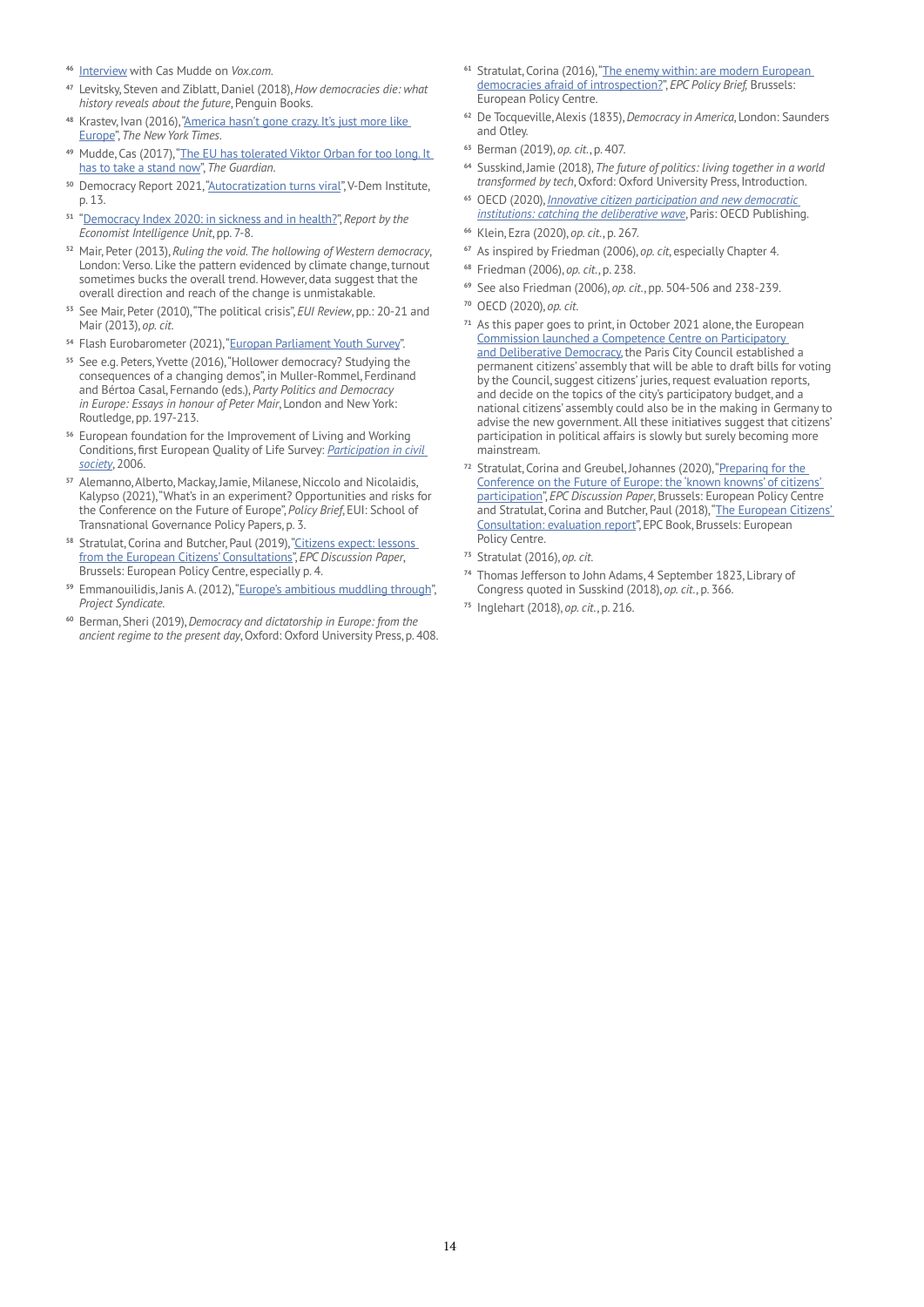[46] Interview with Cas Mudde on *Vox.com*.

[47] Levitsky, Steven and Ziblatt, Daniel (2018), *How democracies die: what history reveals about the future*, Penguin Books.

[48] Krastev, Ivan (2016), "America hasn't gone crazy. It's just more like Europe", *The New York Times*.

[49] Mudde, Cas (2017), "The EU has tolerated Viktor Orban for too long. It has to take a stand now", *The Guardian*.

[50] Democracy Report 2021, "Autocratization turns viral", V-Dem Institute, p. 13.

[51] "Democracy Index 2020: in sickness and in health?", *Report by the Economist Intelligence Unit*, pp. 7-8.

[52] Mair, Peter (2013), *Ruling the void. The hollowing of Western democracy*, London: Verso. Like the pattern evidenced by climate change, turnout sometimes bucks the overall trend. However, data suggest that the overall direction and reach of the change is unmistakable.

[53] See Mair, Peter (2010), "The political crisis", *EUI Review*, pp.: 20-21 and Mair (2013), *op. cit.*

[54] Flash Eurobarometer (2021), "Europan Parliament Youth Survey".

[55] See e.g. Peters, Yvette (2016), "Hollower democracy? Studying the consequences of a changing demos", in Muller-Rommel, Ferdinand and Bértoa Casal, Fernando (eds.), *Party Politics and Democracy in Europe: Essays in honour of Peter Mair*, London and New York: Routledge, pp. 197-213.

[56] European foundation for the Improvement of Living and Working Conditions, first European Quality of Life Survey: *Participation in civil society*, 2006.

[57] Alemanno, Alberto, Mackay, Jamie, Milanese, Niccolo and Nicolaidis, Kalypso (2021), "What's in an experiment? Opportunities and risks for the Conference on the Future of Europe", *Policy Brief*, EUI: School of Transnational Governance Policy Papers, p. 3.

[58] Stratulat, Corina and Butcher, Paul (2019), "Citizens expect: lessons from the European Citizens' Consultations", *EPC Discussion Paper*, Brussels: European Policy Centre, especially p. 4.

[59] Emmanouilidis, Janis A. (2012), "Europe's ambitious muddling through", *Project Syndicate*.

[60] Berman, Sheri (2019), *Democracy and dictatorship in Europe: from the ancient regime to the present day*, Oxford: Oxford University Press, p. 408.

[61] Stratulat, Corina (2016), "The enemy within: are modern European democracies afraid of introspection?", *EPC Policy Brief*, Brussels: European Policy Centre.

[62] De Tocqueville, Alexis (1835), *Democracy in America*, London: Saunders and Otley.

[63] Berman (2019), *op. cit.*, p. 407.

[64] Susskind, Jamie (2018), *The future of politics: living together in a world transformed by tech*, Oxford: Oxford University Press, Introduction.

[65] OECD (2020), *Innovative citizen participation and new democratic institutions: catching the deliberative wave*, Paris: OECD Publishing.

[66] Klein, Ezra (2020), *op. cit.*, p. 267.

[67] As inspired by Friedman (2006), *op. cit*, especially Chapter 4.

[68] Friedman (2006), *op. cit.*, p. 238.

[69] See also Friedman (2006), *op. cit.*, pp. 504-506 and 238-239.

[70] OECD (2020), *op. cit.*

[71] As this paper goes to print, in October 2021 alone, the European Commission launched a Competence Centre on Participatory and Deliberative Democracy, the Paris City Council established a permanent citizens' assembly that will be able to draft bills for voting by the Council, suggest citizens' juries, request evaluation reports, and decide on the topics of the city's participatory budget, and a national citizens' assembly could also be in the making in Germany to advise the new government. All these initiatives suggest that citizens' participation in political affairs is slowly but surely becoming more mainstream.

[72] Stratulat, Corina and Greubel, Johannes (2020), "Preparing for the Conference on the Future of Europe: the 'known knowns' of citizens' participation", *EPC Discussion Paper*, Brussels: European Policy Centre and Stratulat, Corina and Butcher, Paul (2018), "The European Citizens' Consultation: evaluation report", EPC Book, Brussels: European Policy Centre.

[73] Stratulat (2016), *op. cit.*

[74] Thomas Jefferson to John Adams, 4 September 1823, Library of Congress quoted in Susskind (2018), *op. cit.*, p. 366.

[75] Inglehart (2018), *op. cit.*, p. 216.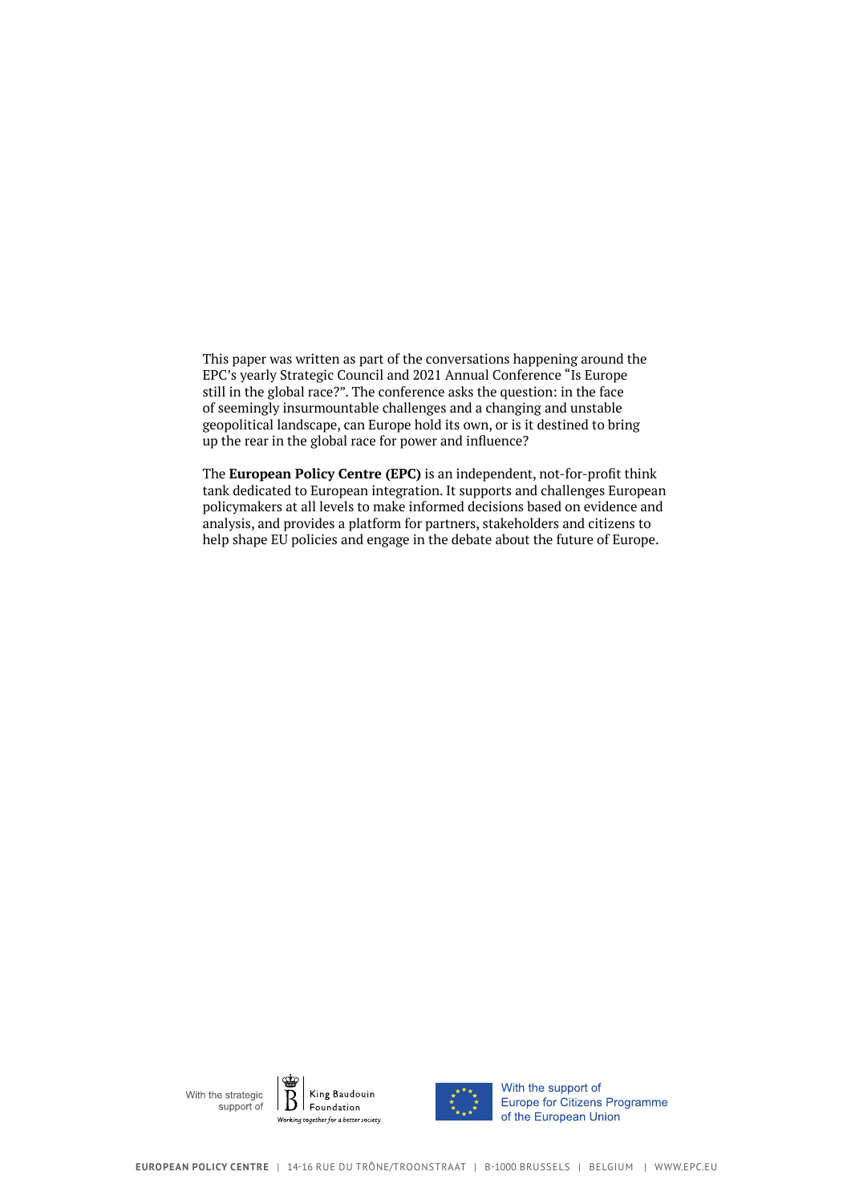This paper was written as part of the conversations happening around the EPC's yearly Strategic Council and 2021 Annual Conference "Is Europe still in the global race?". The conference asks the question: in the face of seemingly insurmountable challenges and a changing and unstable geopolitical landscape, can Europe hold its own, or is it destined to bring up the rear in the global race for power and influence?

The **European Policy Centre (EPC)** is an independent, not-for-profit think tank dedicated to European integration. It supports and challenges European policymakers at all levels to make informed decisions based on evidence and analysis, and provides a platform for partners, stakeholders and citizens to help shape EU policies and engage in the debate about the future of Europe.

With the strategic support of King Baudouin Foundation

*Working together for a better society*

With the support of Europe for Citizens Programme of the European Union

**EUROPEAN POLICY CENTRE** | 14-16 RUE DU TRÔNE/TROONSTRAAT | B-1000 BRUSSELS | BELGIUM | WWW.EPC.EU